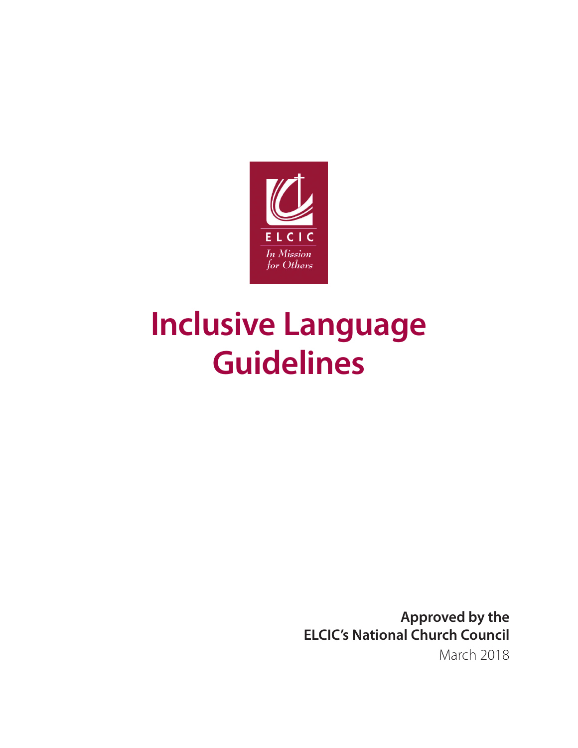ELCIC

*In Mission for Others*

# Inclusive Language Guidelines

**Approved by the ELCIC's National Church Council**

March 2018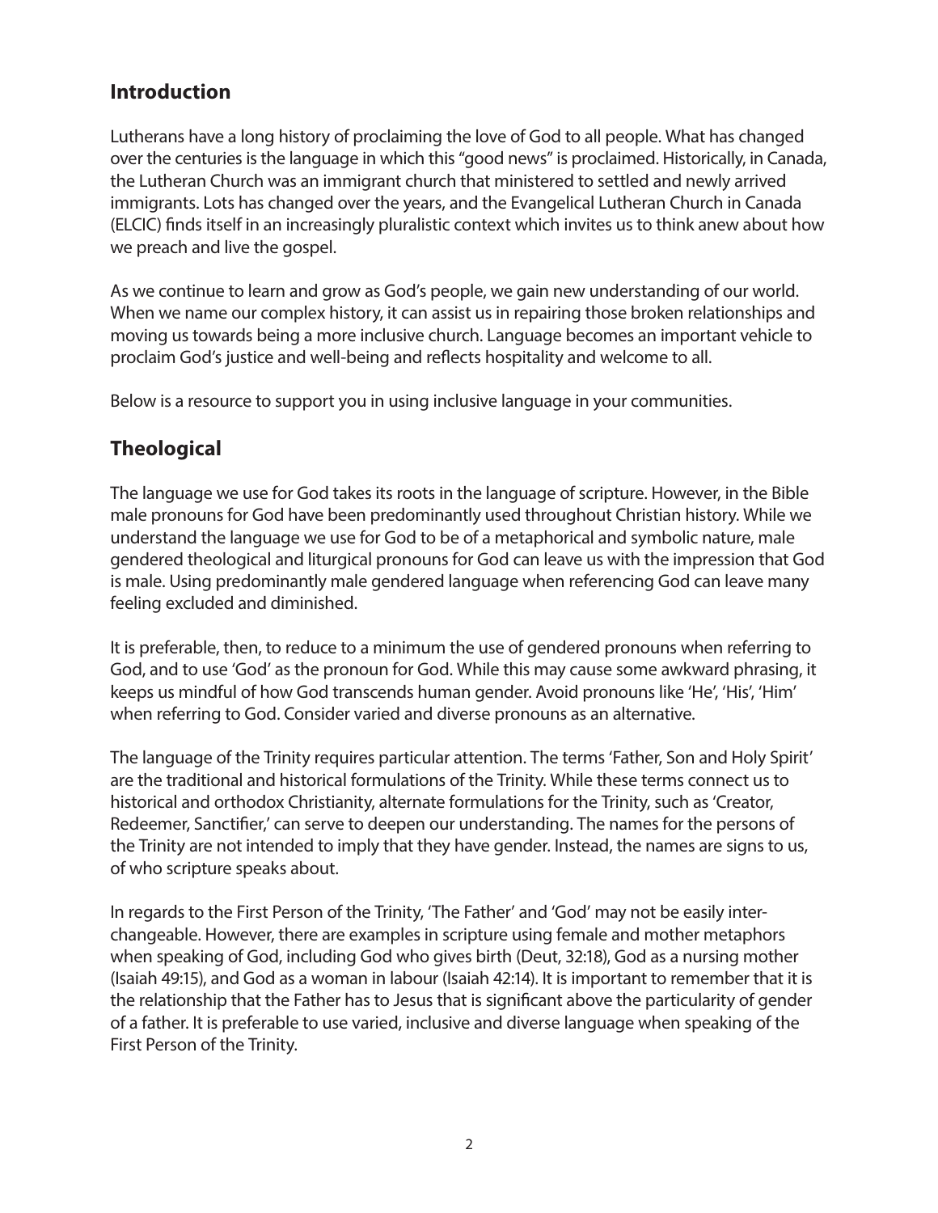## Introduction

Lutherans have a long history of proclaiming the love of God to all people. What has changed over the centuries is the language in which this "good news" is proclaimed. Historically, in Canada, the Lutheran Church was an immigrant church that ministered to settled and newly arrived immigrants. Lots has changed over the years, and the Evangelical Lutheran Church in Canada (ELCIC) finds itself in an increasingly pluralistic context which invites us to think anew about how we preach and live the gospel.

As we continue to learn and grow as God's people, we gain new understanding of our world. When we name our complex history, it can assist us in repairing those broken relationships and moving us towards being a more inclusive church. Language becomes an important vehicle to proclaim God's justice and well-being and reflects hospitality and welcome to all.

Below is a resource to support you in using inclusive language in your communities.

## Theological

The language we use for God takes its roots in the language of scripture. However, in the Bible male pronouns for God have been predominantly used throughout Christian history. While we understand the language we use for God to be of a metaphorical and symbolic nature, male gendered theological and liturgical pronouns for God can leave us with the impression that God is male. Using predominantly male gendered language when referencing God can leave many feeling excluded and diminished.

It is preferable, then, to reduce to a minimum the use of gendered pronouns when referring to God, and to use 'God' as the pronoun for God. While this may cause some awkward phrasing, it keeps us mindful of how God transcends human gender. Avoid pronouns like 'He', 'His', 'Him' when referring to God. Consider varied and diverse pronouns as an alternative.

The language of the Trinity requires particular attention. The terms 'Father, Son and Holy Spirit' are the traditional and historical formulations of the Trinity. While these terms connect us to historical and orthodox Christianity, alternate formulations for the Trinity, such as 'Creator, Redeemer, Sanctifier,' can serve to deepen our understanding. The names for the persons of the Trinity are not intended to imply that they have gender. Instead, the names are signs to us, of who scripture speaks about.

In regards to the First Person of the Trinity, 'The Father' and 'God' may not be easily interchangeable. However, there are examples in scripture using female and mother metaphors when speaking of God, including God who gives birth (Deut, 32:18), God as a nursing mother (Isaiah 49:15), and God as a woman in labour (Isaiah 42:14). It is important to remember that it is the relationship that the Father has to Jesus that is significant above the particularity of gender of a father. It is preferable to use varied, inclusive and diverse language when speaking of the First Person of the Trinity.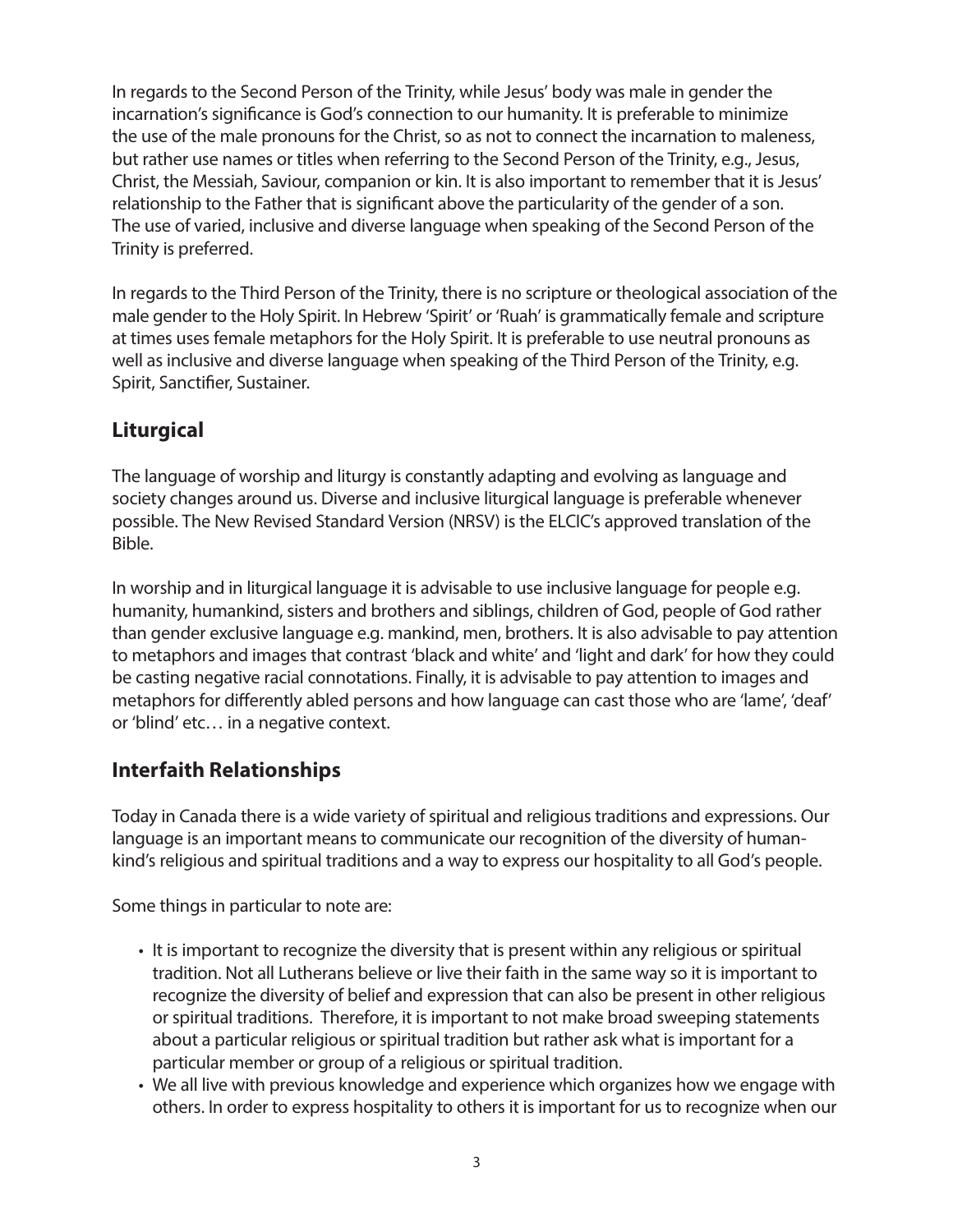In regards to the Second Person of the Trinity, while Jesus' body was male in gender the incarnation's significance is God's connection to our humanity. It is preferable to minimize the use of the male pronouns for the Christ, so as not to connect the incarnation to maleness, but rather use names or titles when referring to the Second Person of the Trinity, e.g., Jesus, Christ, the Messiah, Saviour, companion or kin. It is also important to remember that it is Jesus' relationship to the Father that is significant above the particularity of the gender of a son. The use of varied, inclusive and diverse language when speaking of the Second Person of the Trinity is preferred.

In regards to the Third Person of the Trinity, there is no scripture or theological association of the male gender to the Holy Spirit. In Hebrew 'Spirit' or 'Ruah' is grammatically female and scripture at times uses female metaphors for the Holy Spirit. It is preferable to use neutral pronouns as well as inclusive and diverse language when speaking of the Third Person of the Trinity, e.g. Spirit, Sanctifier, Sustainer.

## Liturgical

The language of worship and liturgy is constantly adapting and evolving as language and society changes around us. Diverse and inclusive liturgical language is preferable whenever possible. The New Revised Standard Version (NRSV) is the ELCIC's approved translation of the Bible.

In worship and in liturgical language it is advisable to use inclusive language for people e.g. humanity, humankind, sisters and brothers and siblings, children of God, people of God rather than gender exclusive language e.g. mankind, men, brothers. It is also advisable to pay attention to metaphors and images that contrast 'black and white' and 'light and dark' for how they could be casting negative racial connotations. Finally, it is advisable to pay attention to images and metaphors for differently abled persons and how language can cast those who are 'lame', 'deaf' or 'blind' etc… in a negative context.

## Interfaith Relationships

Today in Canada there is a wide variety of spiritual and religious traditions and expressions. Our language is an important means to communicate our recognition of the diversity of humankind's religious and spiritual traditions and a way to express our hospitality to all God's people.

Some things in particular to note are:

- It is important to recognize the diversity that is present within any religious or spiritual tradition. Not all Lutherans believe or live their faith in the same way so it is important to recognize the diversity of belief and expression that can also be present in other religious or spiritual traditions. Therefore, it is important to not make broad sweeping statements about a particular religious or spiritual tradition but rather ask what is important for a particular member or group of a religious or spiritual tradition.
- We all live with previous knowledge and experience which organizes how we engage with others. In order to express hospitality to others it is important for us to recognize when our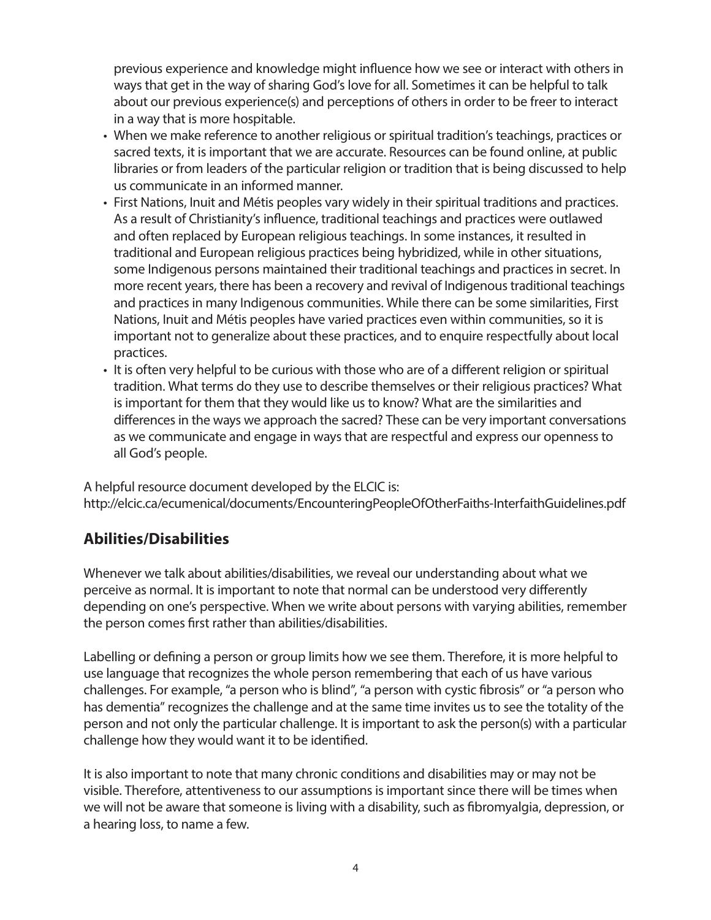previous experience and knowledge might influence how we see or interact with others in ways that get in the way of sharing God's love for all. Sometimes it can be helpful to talk about our previous experience(s) and perceptions of others in order to be freer to interact in a way that is more hospitable.

- When we make reference to another religious or spiritual tradition's teachings, practices or sacred texts, it is important that we are accurate. Resources can be found online, at public libraries or from leaders of the particular religion or tradition that is being discussed to help us communicate in an informed manner.
- First Nations, Inuit and Métis peoples vary widely in their spiritual traditions and practices. As a result of Christianity's influence, traditional teachings and practices were outlawed and often replaced by European religious teachings. In some instances, it resulted in traditional and European religious practices being hybridized, while in other situations, some Indigenous persons maintained their traditional teachings and practices in secret. In more recent years, there has been a recovery and revival of Indigenous traditional teachings and practices in many Indigenous communities. While there can be some similarities, First Nations, Inuit and Métis peoples have varied practices even within communities, so it is important not to generalize about these practices, and to enquire respectfully about local practices.
- It is often very helpful to be curious with those who are of a different religion or spiritual tradition. What terms do they use to describe themselves or their religious practices? What is important for them that they would like us to know? What are the similarities and differences in the ways we approach the sacred? These can be very important conversations as we communicate and engage in ways that are respectful and express our openness to all God's people.

A helpful resource document developed by the ELCIC is:
http://elcic.ca/ecumenical/documents/EncounteringPeopleOfOtherFaiths-InterfaithGuidelines.pdf

## Abilities/Disabilities

Whenever we talk about abilities/disabilities, we reveal our understanding about what we perceive as normal. It is important to note that normal can be understood very differently depending on one's perspective. When we write about persons with varying abilities, remember the person comes first rather than abilities/disabilities.

Labelling or defining a person or group limits how we see them. Therefore, it is more helpful to use language that recognizes the whole person remembering that each of us have various challenges. For example, "a person who is blind", "a person with cystic fibrosis" or "a person who has dementia" recognizes the challenge and at the same time invites us to see the totality of the person and not only the particular challenge. It is important to ask the person(s) with a particular challenge how they would want it to be identified.

It is also important to note that many chronic conditions and disabilities may or may not be visible. Therefore, attentiveness to our assumptions is important since there will be times when we will not be aware that someone is living with a disability, such as fibromyalgia, depression, or a hearing loss, to name a few.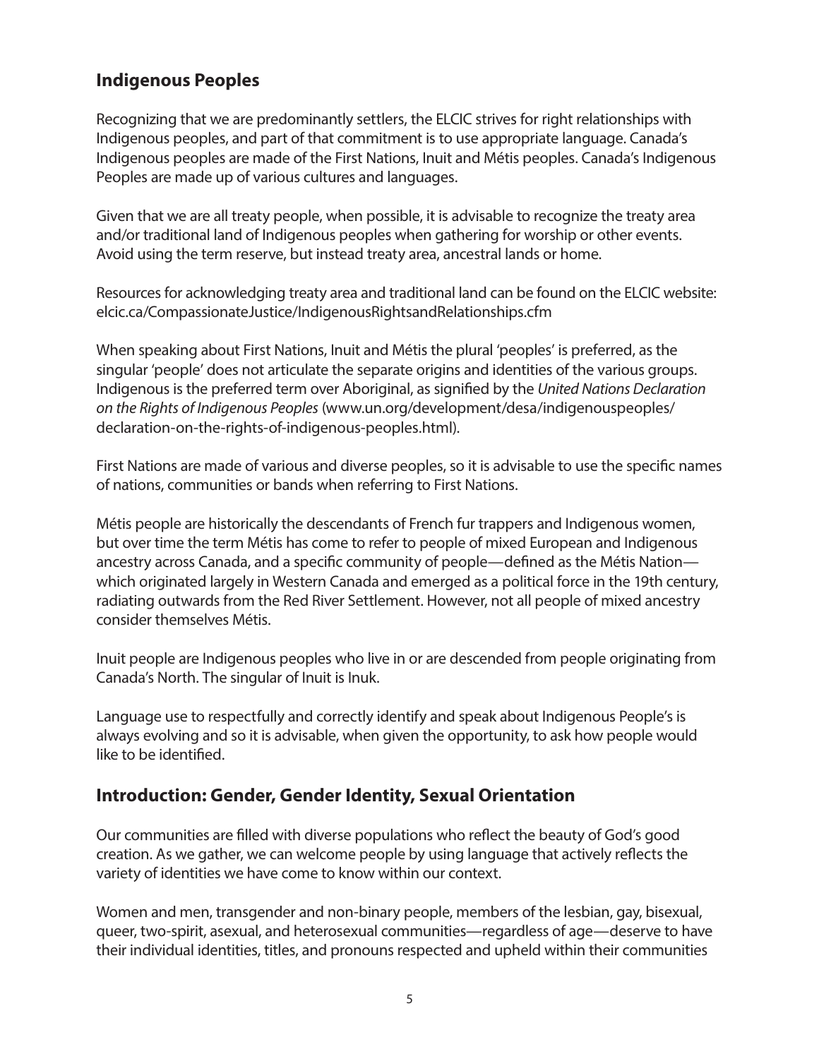## Indigenous Peoples

Recognizing that we are predominantly settlers, the ELCIC strives for right relationships with Indigenous peoples, and part of that commitment is to use appropriate language. Canada's Indigenous peoples are made of the First Nations, Inuit and Métis peoples. Canada's Indigenous Peoples are made up of various cultures and languages.

Given that we are all treaty people, when possible, it is advisable to recognize the treaty area and/or traditional land of Indigenous peoples when gathering for worship or other events. Avoid using the term reserve, but instead treaty area, ancestral lands or home.

Resources for acknowledging treaty area and traditional land can be found on the ELCIC website: elcic.ca/CompassionateJustice/IndigenousRightsandRelationships.cfm

When speaking about First Nations, Inuit and Métis the plural 'peoples' is preferred, as the singular 'people' does not articulate the separate origins and identities of the various groups. Indigenous is the preferred term over Aboriginal, as signified by the *United Nations Declaration on the Rights of Indigenous Peoples* (www.un.org/development/desa/indigenouspeoples/declaration-on-the-rights-of-indigenous-peoples.html).

First Nations are made of various and diverse peoples, so it is advisable to use the specific names of nations, communities or bands when referring to First Nations.

Métis people are historically the descendants of French fur trappers and Indigenous women, but over time the term Métis has come to refer to people of mixed European and Indigenous ancestry across Canada, and a specific community of people—defined as the Métis Nation—which originated largely in Western Canada and emerged as a political force in the 19th century, radiating outwards from the Red River Settlement. However, not all people of mixed ancestry consider themselves Métis.

Inuit people are Indigenous peoples who live in or are descended from people originating from Canada's North. The singular of Inuit is Inuk.

Language use to respectfully and correctly identify and speak about Indigenous People's is always evolving and so it is advisable, when given the opportunity, to ask how people would like to be identified.

## Introduction: Gender, Gender Identity, Sexual Orientation

Our communities are filled with diverse populations who reflect the beauty of God's good creation. As we gather, we can welcome people by using language that actively reflects the variety of identities we have come to know within our context.

Women and men, transgender and non-binary people, members of the lesbian, gay, bisexual, queer, two-spirit, asexual, and heterosexual communities—regardless of age—deserve to have their individual identities, titles, and pronouns respected and upheld within their communities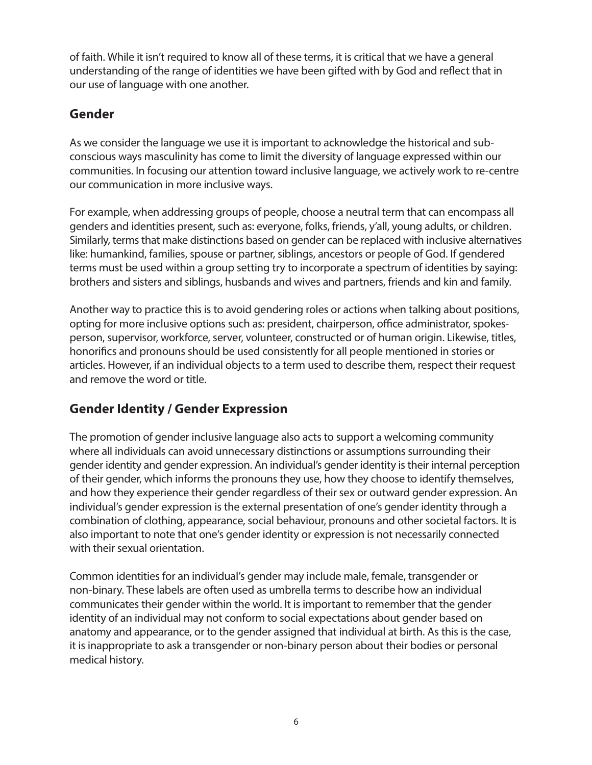of faith. While it isn't required to know all of these terms, it is critical that we have a general understanding of the range of identities we have been gifted with by God and reflect that in our use of language with one another.

## Gender

As we consider the language we use it is important to acknowledge the historical and sub-conscious ways masculinity has come to limit the diversity of language expressed within our communities. In focusing our attention toward inclusive language, we actively work to re-centre our communication in more inclusive ways.

For example, when addressing groups of people, choose a neutral term that can encompass all genders and identities present, such as: everyone, folks, friends, y'all, young adults, or children. Similarly, terms that make distinctions based on gender can be replaced with inclusive alternatives like: humankind, families, spouse or partner, siblings, ancestors or people of God. If gendered terms must be used within a group setting try to incorporate a spectrum of identities by saying: brothers and sisters and siblings, husbands and wives and partners, friends and kin and family.

Another way to practice this is to avoid gendering roles or actions when talking about positions, opting for more inclusive options such as: president, chairperson, office administrator, spokes-person, supervisor, workforce, server, volunteer, constructed or of human origin. Likewise, titles, honorifics and pronouns should be used consistently for all people mentioned in stories or articles. However, if an individual objects to a term used to describe them, respect their request and remove the word or title.

## Gender Identity / Gender Expression

The promotion of gender inclusive language also acts to support a welcoming community where all individuals can avoid unnecessary distinctions or assumptions surrounding their gender identity and gender expression. An individual's gender identity is their internal perception of their gender, which informs the pronouns they use, how they choose to identify themselves, and how they experience their gender regardless of their sex or outward gender expression. An individual's gender expression is the external presentation of one's gender identity through a combination of clothing, appearance, social behaviour, pronouns and other societal factors. It is also important to note that one's gender identity or expression is not necessarily connected with their sexual orientation.

Common identities for an individual's gender may include male, female, transgender or non-binary. These labels are often used as umbrella terms to describe how an individual communicates their gender within the world. It is important to remember that the gender identity of an individual may not conform to social expectations about gender based on anatomy and appearance, or to the gender assigned that individual at birth. As this is the case, it is inappropriate to ask a transgender or non-binary person about their bodies or personal medical history.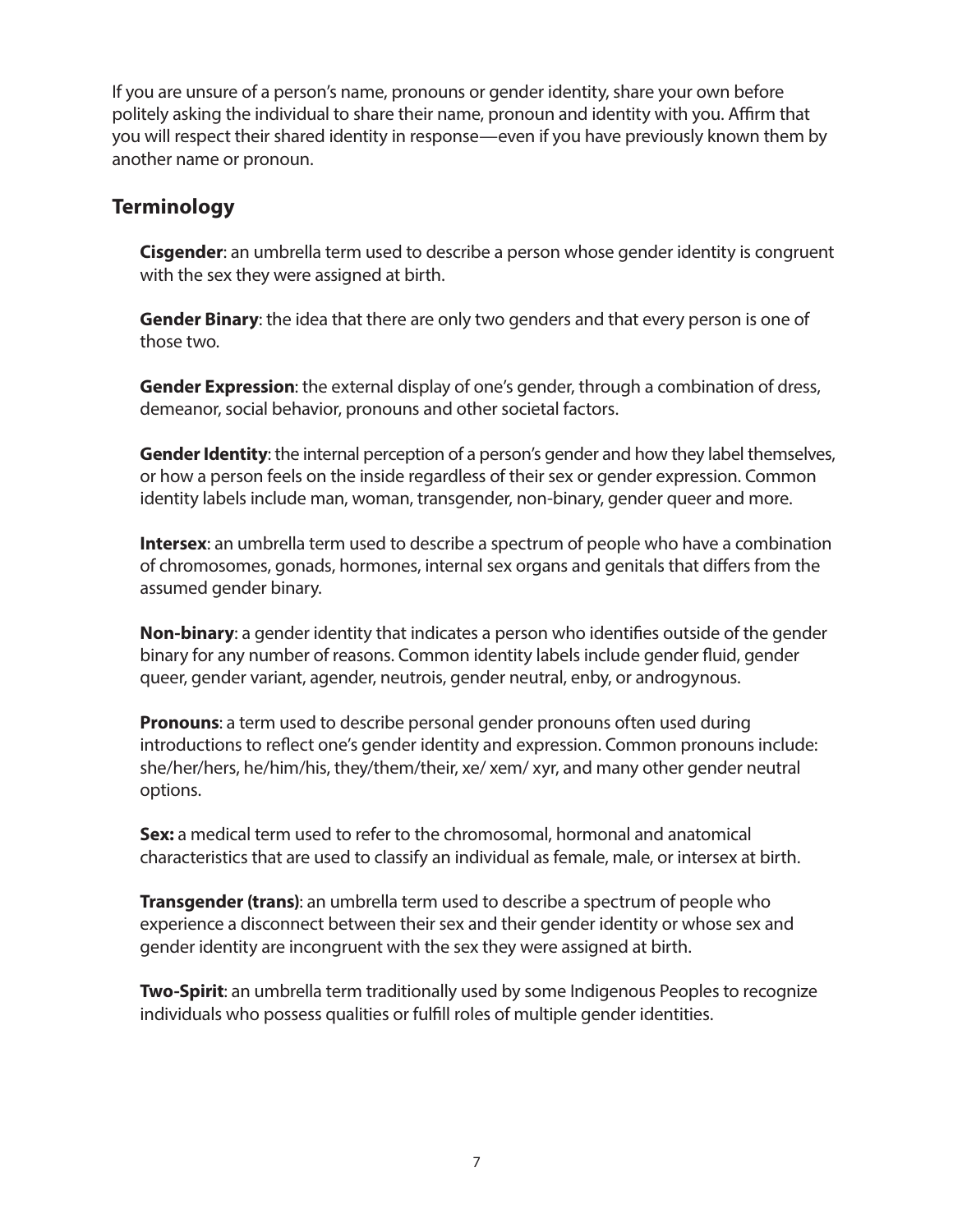If you are unsure of a person's name, pronouns or gender identity, share your own before politely asking the individual to share their name, pronoun and identity with you. Affirm that you will respect their shared identity in response—even if you have previously known them by another name or pronoun.

## Terminology

**Cisgender**: an umbrella term used to describe a person whose gender identity is congruent with the sex they were assigned at birth.

**Gender Binary**: the idea that there are only two genders and that every person is one of those two.

**Gender Expression**: the external display of one's gender, through a combination of dress, demeanor, social behavior, pronouns and other societal factors.

**Gender Identity**: the internal perception of a person's gender and how they label themselves, or how a person feels on the inside regardless of their sex or gender expression. Common identity labels include man, woman, transgender, non-binary, gender queer and more.

**Intersex**: an umbrella term used to describe a spectrum of people who have a combination of chromosomes, gonads, hormones, internal sex organs and genitals that differs from the assumed gender binary.

**Non-binary**: a gender identity that indicates a person who identifies outside of the gender binary for any number of reasons. Common identity labels include gender fluid, gender queer, gender variant, agender, neutrois, gender neutral, enby, or androgynous.

**Pronouns**: a term used to describe personal gender pronouns often used during introductions to reflect one's gender identity and expression. Common pronouns include: she/her/hers, he/him/his, they/them/their, xe/ xem/ xyr, and many other gender neutral options.

**Sex:** a medical term used to refer to the chromosomal, hormonal and anatomical characteristics that are used to classify an individual as female, male, or intersex at birth.

**Transgender (trans)**: an umbrella term used to describe a spectrum of people who experience a disconnect between their sex and their gender identity or whose sex and gender identity are incongruent with the sex they were assigned at birth.

**Two-Spirit**: an umbrella term traditionally used by some Indigenous Peoples to recognize individuals who possess qualities or fulfill roles of multiple gender identities.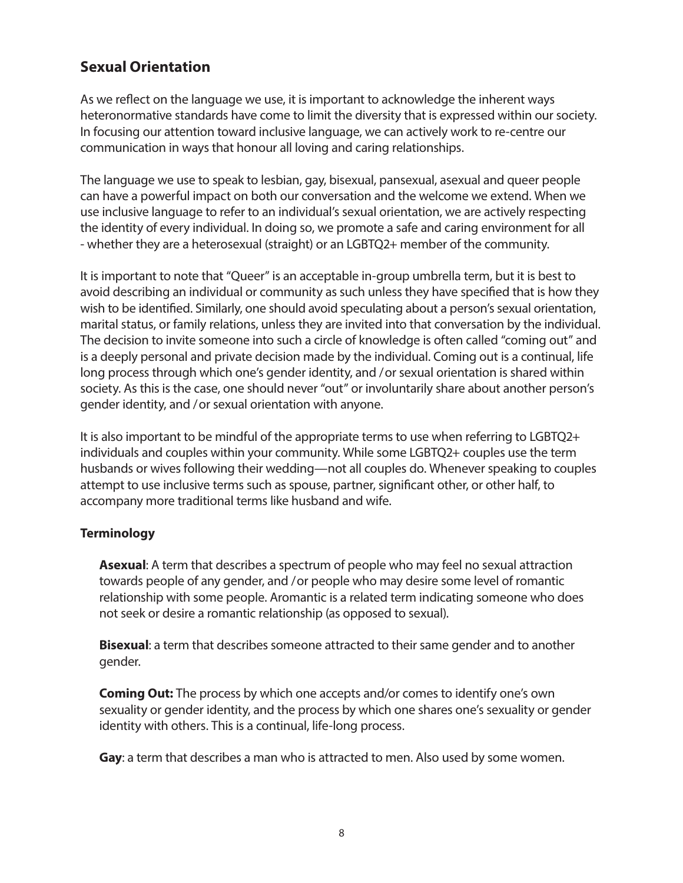## Sexual Orientation

As we reflect on the language we use, it is important to acknowledge the inherent ways heteronormative standards have come to limit the diversity that is expressed within our society. In focusing our attention toward inclusive language, we can actively work to re-centre our communication in ways that honour all loving and caring relationships.

The language we use to speak to lesbian, gay, bisexual, pansexual, asexual and queer people can have a powerful impact on both our conversation and the welcome we extend. When we use inclusive language to refer to an individual's sexual orientation, we are actively respecting the identity of every individual. In doing so, we promote a safe and caring environment for all - whether they are a heterosexual (straight) or an LGBTQ2+ member of the community.

It is important to note that "Queer" is an acceptable in-group umbrella term, but it is best to avoid describing an individual or community as such unless they have specified that is how they wish to be identified. Similarly, one should avoid speculating about a person's sexual orientation, marital status, or family relations, unless they are invited into that conversation by the individual. The decision to invite someone into such a circle of knowledge is often called "coming out" and is a deeply personal and private decision made by the individual. Coming out is a continual, life long process through which one's gender identity, and / or sexual orientation is shared within society. As this is the case, one should never "out" or involuntarily share about another person's gender identity, and / or sexual orientation with anyone.

It is also important to be mindful of the appropriate terms to use when referring to LGBTQ2+ individuals and couples within your community. While some LGBTQ2+ couples use the term husbands or wives following their wedding—not all couples do. Whenever speaking to couples attempt to use inclusive terms such as spouse, partner, significant other, or other half, to accompany more traditional terms like husband and wife.

### Terminology

**Asexual**: A term that describes a spectrum of people who may feel no sexual attraction towards people of any gender, and / or people who may desire some level of romantic relationship with some people. Aromantic is a related term indicating someone who does not seek or desire a romantic relationship (as opposed to sexual).

**Bisexual**: a term that describes someone attracted to their same gender and to another gender.

**Coming Out:** The process by which one accepts and/or comes to identify one's own sexuality or gender identity, and the process by which one shares one's sexuality or gender identity with others. This is a continual, life-long process.

**Gay**: a term that describes a man who is attracted to men. Also used by some women.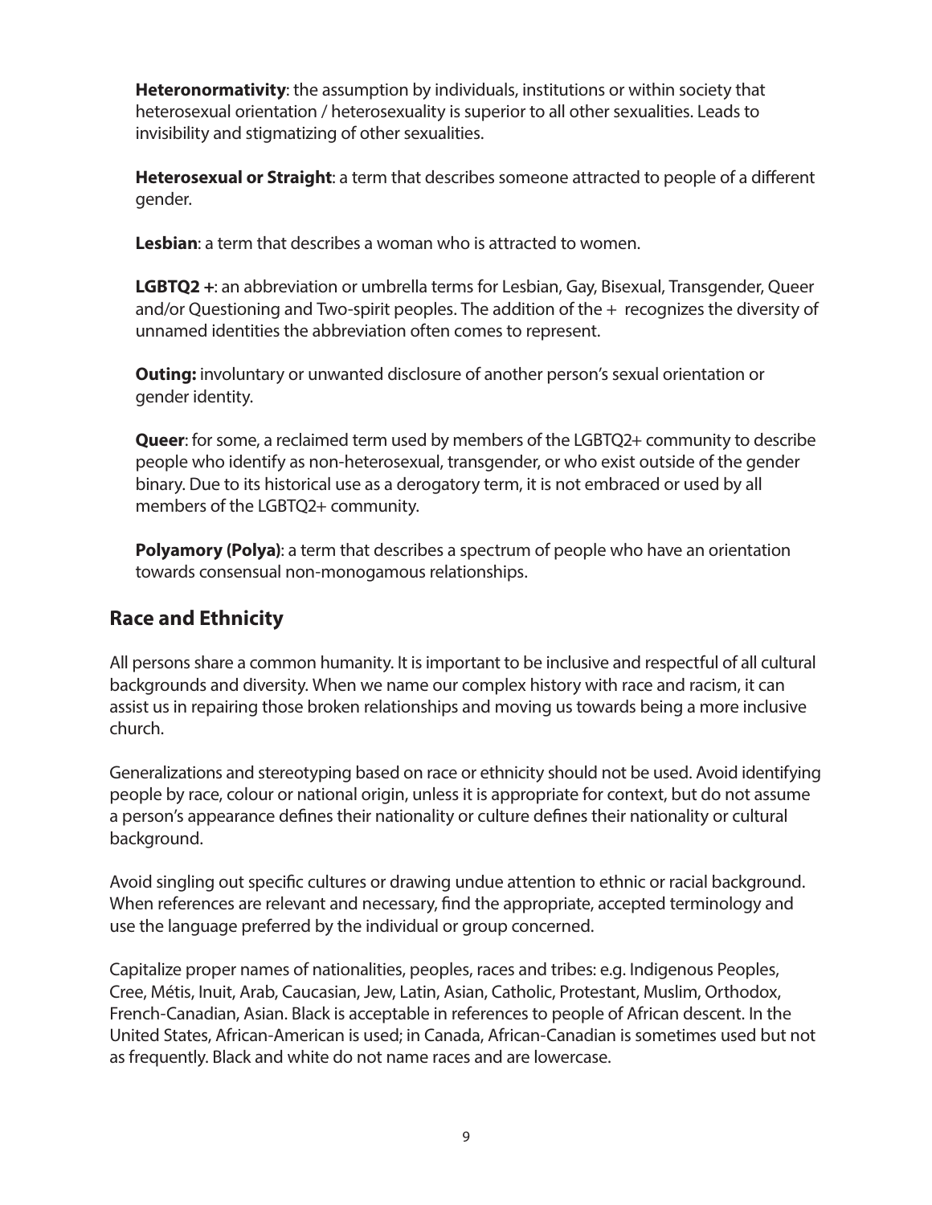**Heteronormativity**: the assumption by individuals, institutions or within society that heterosexual orientation / heterosexuality is superior to all other sexualities. Leads to invisibility and stigmatizing of other sexualities.

**Heterosexual or Straight**: a term that describes someone attracted to people of a different gender.

**Lesbian**: a term that describes a woman who is attracted to women.

**LGBTQ2 +**: an abbreviation or umbrella terms for Lesbian, Gay, Bisexual, Transgender, Queer and/or Questioning and Two-spirit peoples. The addition of the + recognizes the diversity of unnamed identities the abbreviation often comes to represent.

**Outing:** involuntary or unwanted disclosure of another person's sexual orientation or gender identity.

**Queer**: for some, a reclaimed term used by members of the LGBTQ2+ community to describe people who identify as non-heterosexual, transgender, or who exist outside of the gender binary. Due to its historical use as a derogatory term, it is not embraced or used by all members of the LGBTQ2+ community.

**Polyamory (Polya)**: a term that describes a spectrum of people who have an orientation towards consensual non-monogamous relationships.

## Race and Ethnicity

All persons share a common humanity. It is important to be inclusive and respectful of all cultural backgrounds and diversity. When we name our complex history with race and racism, it can assist us in repairing those broken relationships and moving us towards being a more inclusive church.

Generalizations and stereotyping based on race or ethnicity should not be used. Avoid identifying people by race, colour or national origin, unless it is appropriate for context, but do not assume a person's appearance defines their nationality or culture defines their nationality or cultural background.

Avoid singling out specific cultures or drawing undue attention to ethnic or racial background. When references are relevant and necessary, find the appropriate, accepted terminology and use the language preferred by the individual or group concerned.

Capitalize proper names of nationalities, peoples, races and tribes: e.g. Indigenous Peoples, Cree, Métis, Inuit, Arab, Caucasian, Jew, Latin, Asian, Catholic, Protestant, Muslim, Orthodox, French-Canadian, Asian. Black is acceptable in references to people of African descent. In the United States, African-American is used; in Canada, African-Canadian is sometimes used but not as frequently. Black and white do not name races and are lowercase.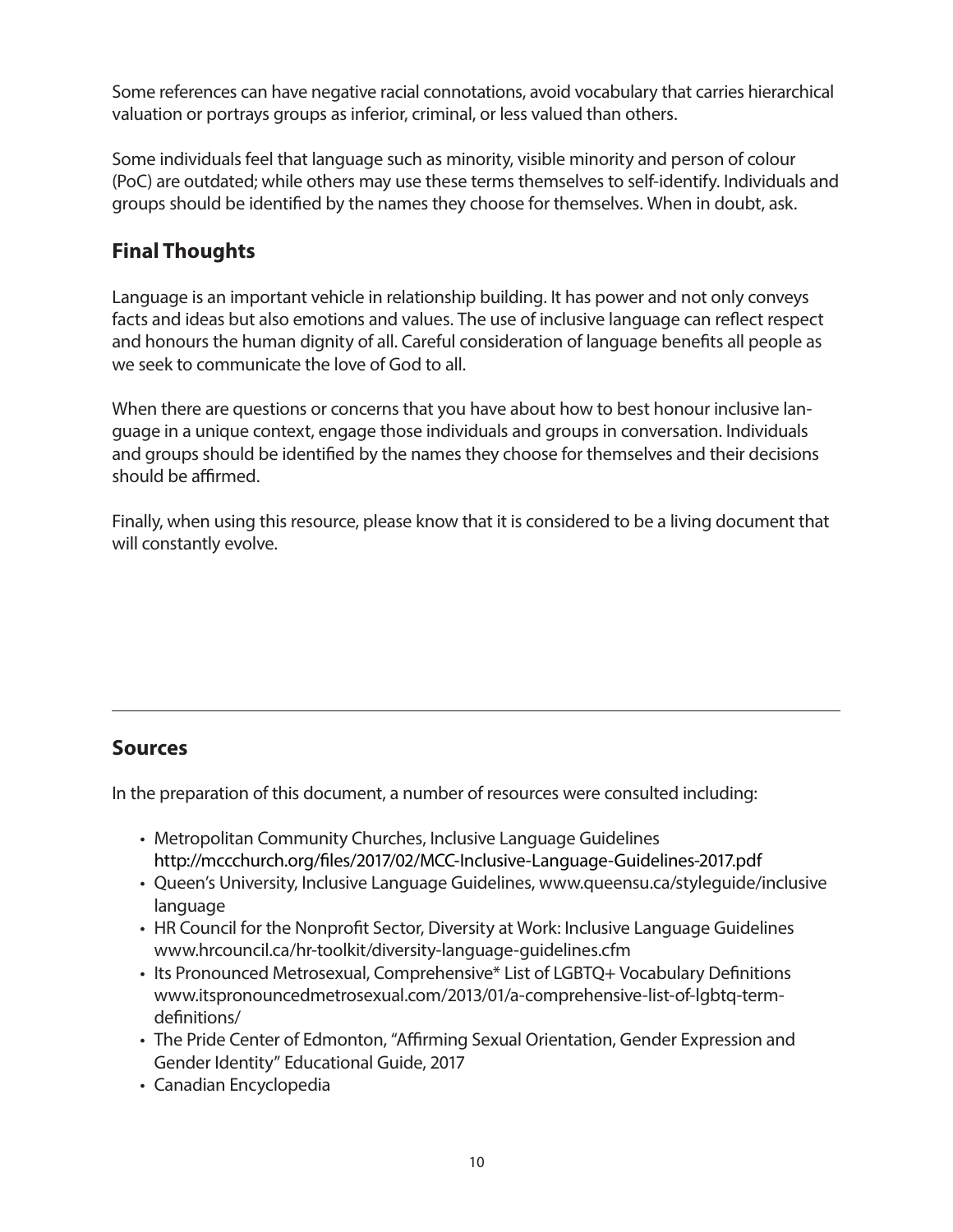Some references can have negative racial connotations, avoid vocabulary that carries hierarchical valuation or portrays groups as inferior, criminal, or less valued than others.

Some individuals feel that language such as minority, visible minority and person of colour (PoC) are outdated; while others may use these terms themselves to self-identify. Individuals and groups should be identified by the names they choose for themselves. When in doubt, ask.

## Final Thoughts

Language is an important vehicle in relationship building. It has power and not only conveys facts and ideas but also emotions and values. The use of inclusive language can reflect respect and honours the human dignity of all. Careful consideration of language benefits all people as we seek to communicate the love of God to all.

When there are questions or concerns that you have about how to best honour inclusive language in a unique context, engage those individuals and groups in conversation. Individuals and groups should be identified by the names they choose for themselves and their decisions should be affirmed.

Finally, when using this resource, please know that it is considered to be a living document that will constantly evolve.

---

## Sources

In the preparation of this document, a number of resources were consulted including:

- Metropolitan Community Churches, Inclusive Language Guidelines http://mccchurch.org/files/2017/02/MCC-Inclusive-Language-Guidelines-2017.pdf
- Queen's University, Inclusive Language Guidelines, www.queensu.ca/styleguide/inclusive language
- HR Council for the Nonprofit Sector, Diversity at Work: Inclusive Language Guidelines www.hrcouncil.ca/hr-toolkit/diversity-language-guidelines.cfm
- Its Pronounced Metrosexual, Comprehensive* List of LGBTQ+ Vocabulary Definitions www.itspronouncedmetrosexual.com/2013/01/a-comprehensive-list-of-lgbtq-term-definitions/
- The Pride Center of Edmonton, "Affirming Sexual Orientation, Gender Expression and Gender Identity" Educational Guide, 2017
- Canadian Encyclopedia